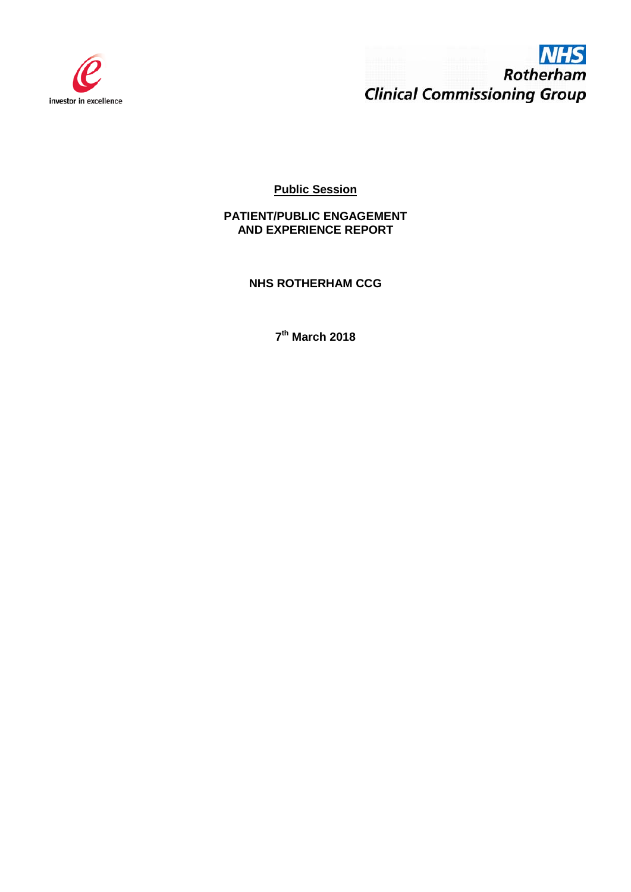investor in excellence

NHS
Rotherham
Clinical Commissioning Group

**Public Session**

**PATIENT/PUBLIC ENGAGEMENT AND EXPERIENCE REPORT**

**NHS ROTHERHAM CCG**

**7th March 2018**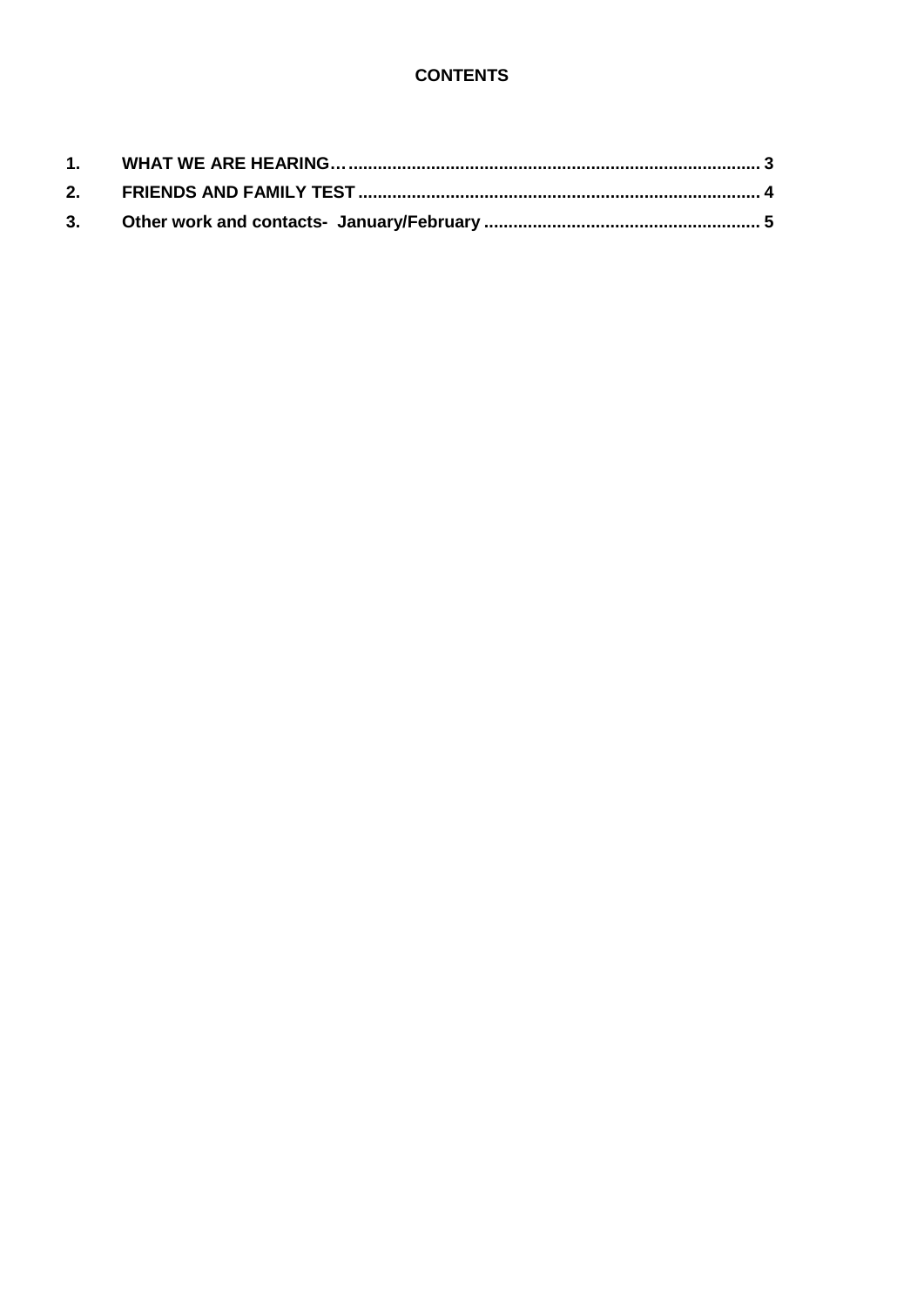**CONTENTS**

1. WHAT WE ARE HEARING… 3
2. FRIENDS AND FAMILY TEST 4
3. Other work and contacts- January/February 5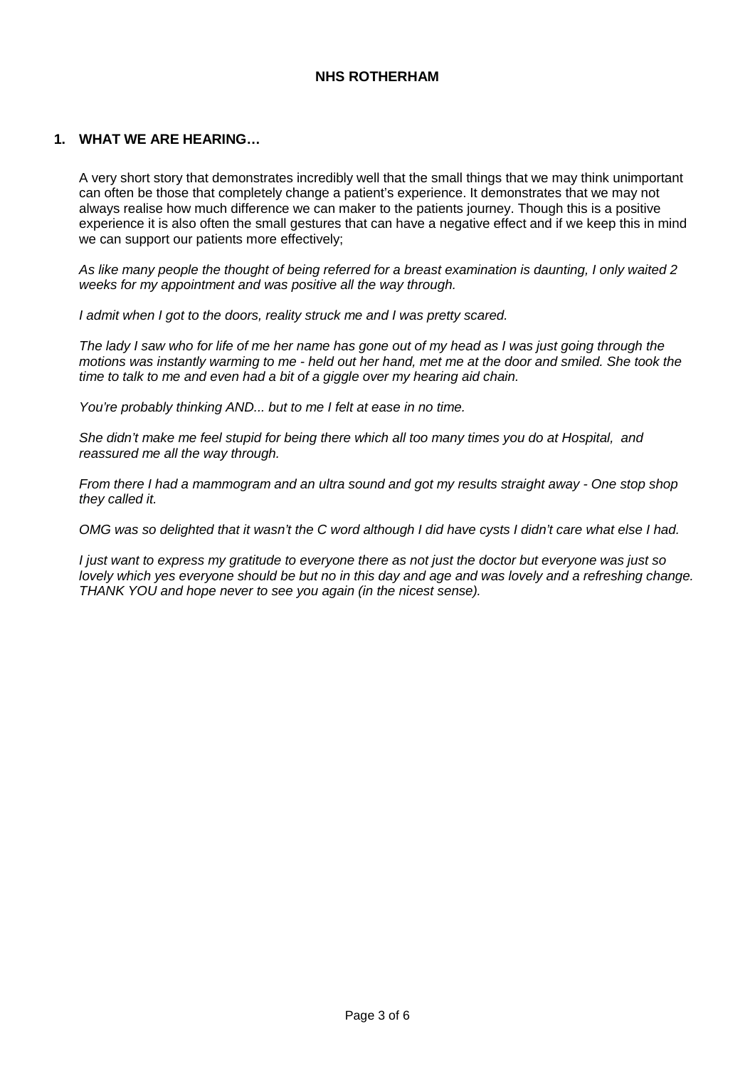**NHS ROTHERHAM**

## 1. WHAT WE ARE HEARING…

A very short story that demonstrates incredibly well that the small things that we may think unimportant can often be those that completely change a patient's experience. It demonstrates that we may not always realise how much difference we can maker to the patients journey. Though this is a positive experience it is also often the small gestures that can have a negative effect and if we keep this in mind we can support our patients more effectively;

*As like many people the thought of being referred for a breast examination is daunting, I only waited 2 weeks for my appointment and was positive all the way through.*

*I admit when I got to the doors, reality struck me and I was pretty scared.*

*The lady I saw who for life of me her name has gone out of my head as I was just going through the motions was instantly warming to me - held out her hand, met me at the door and smiled. She took the time to talk to me and even had a bit of a giggle over my hearing aid chain.*

*You're probably thinking AND... but to me I felt at ease in no time.*

*She didn't make me feel stupid for being there which all too many times you do at Hospital, and reassured me all the way through.*

*From there I had a mammogram and an ultra sound and got my results straight away - One stop shop they called it.*

*OMG was so delighted that it wasn't the C word although I did have cysts I didn't care what else I had.*

*I just want to express my gratitude to everyone there as not just the doctor but everyone was just so lovely which yes everyone should be but no in this day and age and was lovely and a refreshing change. THANK YOU and hope never to see you again (in the nicest sense).*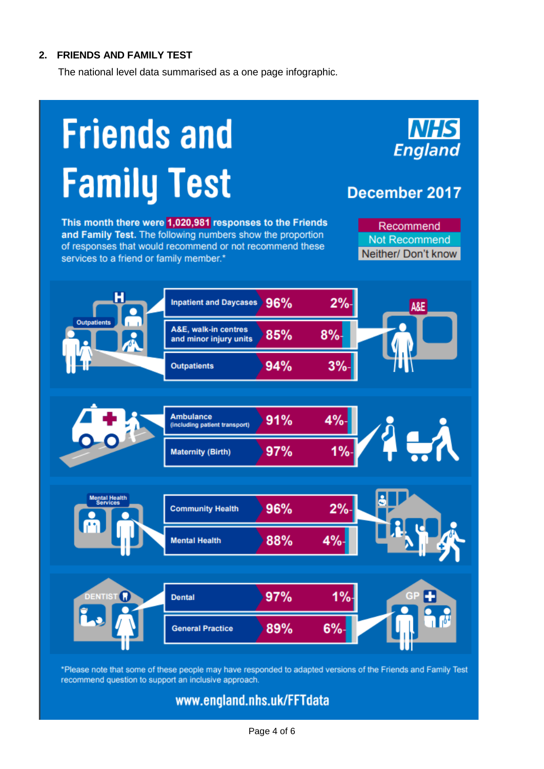## 2. FRIENDS AND FAMILY TEST

The national level data summarised as a one page infographic.

# Friends and Family Test

**NHS England**

**December 2017**

**This month there were 1,020,981 responses to the Friends and Family Test.** The following numbers show the proportion of responses that would recommend or not recommend these services to a friend or family member.*

| Service | Recommend | Not Recommend |
|---|---|---|
| Inpatient and Daycases | 96% | 2% |
| A&E, walk-in centres and minor injury units | 85% | 8% |
| Outpatients | 94% | 3% |
| Ambulance (including patient transport) | 91% | 4% |
| Maternity (Birth) | 97% | 1% |
| Community Health | 96% | 2% |
| Mental Health | 88% | 4% |
| Dental | 97% | 1% |
| General Practice | 89% | 6% |

Legend: Recommend; Not Recommend; Neither/ Don't know

*Please note that some of these people may have responded to adapted versions of the Friends and Family Test recommend question to support an inclusive approach.

www.england.nhs.uk/FFTdata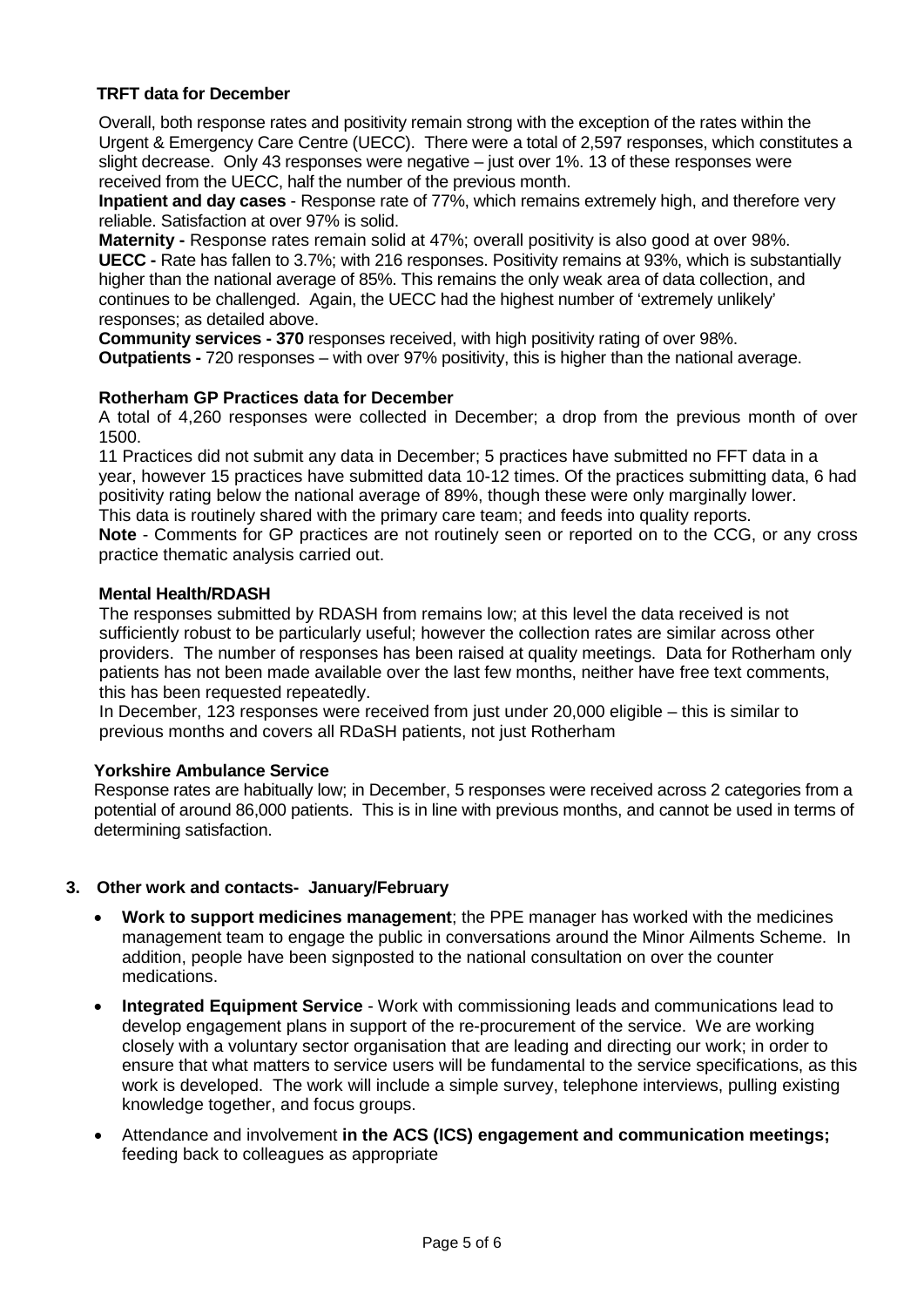### TRFT data for December

Overall, both response rates and positivity remain strong with the exception of the rates within the Urgent & Emergency Care Centre (UECC). There were a total of 2,597 responses, which constitutes a slight decrease. Only 43 responses were negative – just over 1%. 13 of these responses were received from the UECC, half the number of the previous month.

**Inpatient and day cases** - Response rate of 77%, which remains extremely high, and therefore very reliable. Satisfaction at over 97% is solid.

**Maternity -** Response rates remain solid at 47%; overall positivity is also good at over 98%.

**UECC -** Rate has fallen to 3.7%; with 216 responses. Positivity remains at 93%, which is substantially higher than the national average of 85%. This remains the only weak area of data collection, and continues to be challenged. Again, the UECC had the highest number of 'extremely unlikely' responses; as detailed above.

**Community services - 370** responses received, with high positivity rating of over 98%.

**Outpatients -** 720 responses – with over 97% positivity, this is higher than the national average.

### Rotherham GP Practices data for December

A total of 4,260 responses were collected in December; a drop from the previous month of over 1500.

11 Practices did not submit any data in December; 5 practices have submitted no FFT data in a year, however 15 practices have submitted data 10-12 times. Of the practices submitting data, 6 had positivity rating below the national average of 89%, though these were only marginally lower.

This data is routinely shared with the primary care team; and feeds into quality reports.

**Note** - Comments for GP practices are not routinely seen or reported on to the CCG, or any cross practice thematic analysis carried out.

### Mental Health/RDASH

The responses submitted by RDASH from remains low; at this level the data received is not sufficiently robust to be particularly useful; however the collection rates are similar across other providers. The number of responses has been raised at quality meetings. Data for Rotherham only patients has not been made available over the last few months, neither have free text comments, this has been requested repeatedly.

In December, 123 responses were received from just under 20,000 eligible – this is similar to previous months and covers all RDaSH patients, not just Rotherham

### Yorkshire Ambulance Service

Response rates are habitually low; in December, 5 responses were received across 2 categories from a potential of around 86,000 patients. This is in line with previous months, and cannot be used in terms of determining satisfaction.

## 3. Other work and contacts- January/February

- **Work to support medicines management**; the PPE manager has worked with the medicines management team to engage the public in conversations around the Minor Ailments Scheme. In addition, people have been signposted to the national consultation on over the counter medications.
- **Integrated Equipment Service** - Work with commissioning leads and communications lead to develop engagement plans in support of the re-procurement of the service. We are working closely with a voluntary sector organisation that are leading and directing our work; in order to ensure that what matters to service users will be fundamental to the service specifications, as this work is developed. The work will include a simple survey, telephone interviews, pulling existing knowledge together, and focus groups.
- Attendance and involvement **in the ACS (ICS) engagement and communication meetings;** feeding back to colleagues as appropriate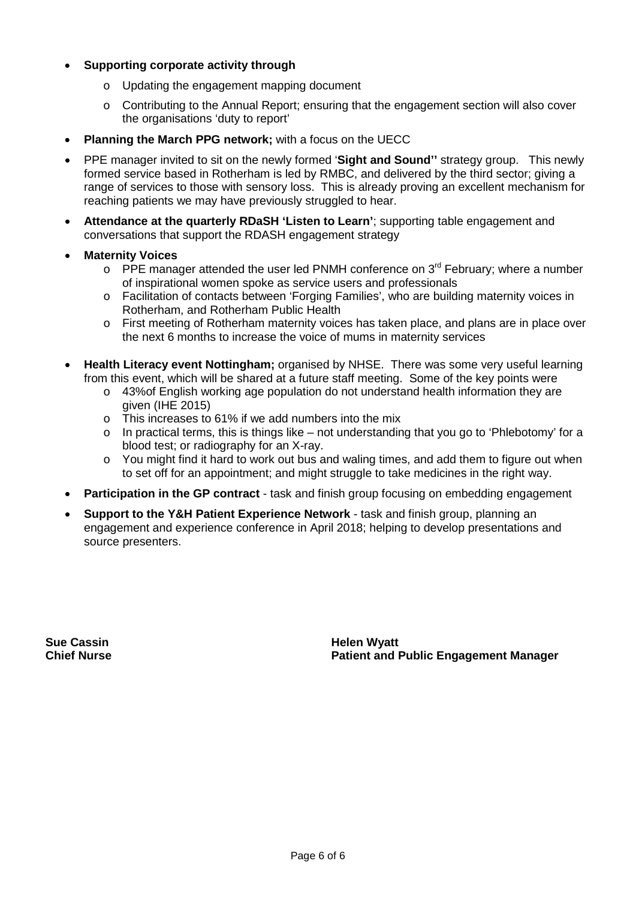- **Supporting corporate activity through**
  - Updating the engagement mapping document
  - Contributing to the Annual Report; ensuring that the engagement section will also cover the organisations 'duty to report'
- **Planning the March PPG network;** with a focus on the UECC
- PPE manager invited to sit on the newly formed '**Sight and Sound''** strategy group. This newly formed service based in Rotherham is led by RMBC, and delivered by the third sector; giving a range of services to those with sensory loss. This is already proving an excellent mechanism for reaching patients we may have previously struggled to hear.
- **Attendance at the quarterly RDaSH 'Listen to Learn'**; supporting table engagement and conversations that support the RDASH engagement strategy
- **Maternity Voices**
  - PPE manager attended the user led PNMH conference on 3rd February; where a number of inspirational women spoke as service users and professionals
  - Facilitation of contacts between 'Forging Families', who are building maternity voices in Rotherham, and Rotherham Public Health
  - First meeting of Rotherham maternity voices has taken place, and plans are in place over the next 6 months to increase the voice of mums in maternity services
- **Health Literacy event Nottingham;** organised by NHSE. There was some very useful learning from this event, which will be shared at a future staff meeting. Some of the key points were
  - 43%of English working age population do not understand health information they are given (IHE 2015)
  - This increases to 61% if we add numbers into the mix
  - In practical terms, this is things like – not understanding that you go to 'Phlebotomy' for a blood test; or radiography for an X-ray.
  - You might find it hard to work out bus and waling times, and add them to figure out when to set off for an appointment; and might struggle to take medicines in the right way.
- **Participation in the GP contract** - task and finish group focusing on embedding engagement
- **Support to the Y&H Patient Experience Network** - task and finish group, planning an engagement and experience conference in April 2018; helping to develop presentations and source presenters.

**Sue Cassin**
**Chief Nurse**

**Helen Wyatt**
**Patient and Public Engagement Manager**